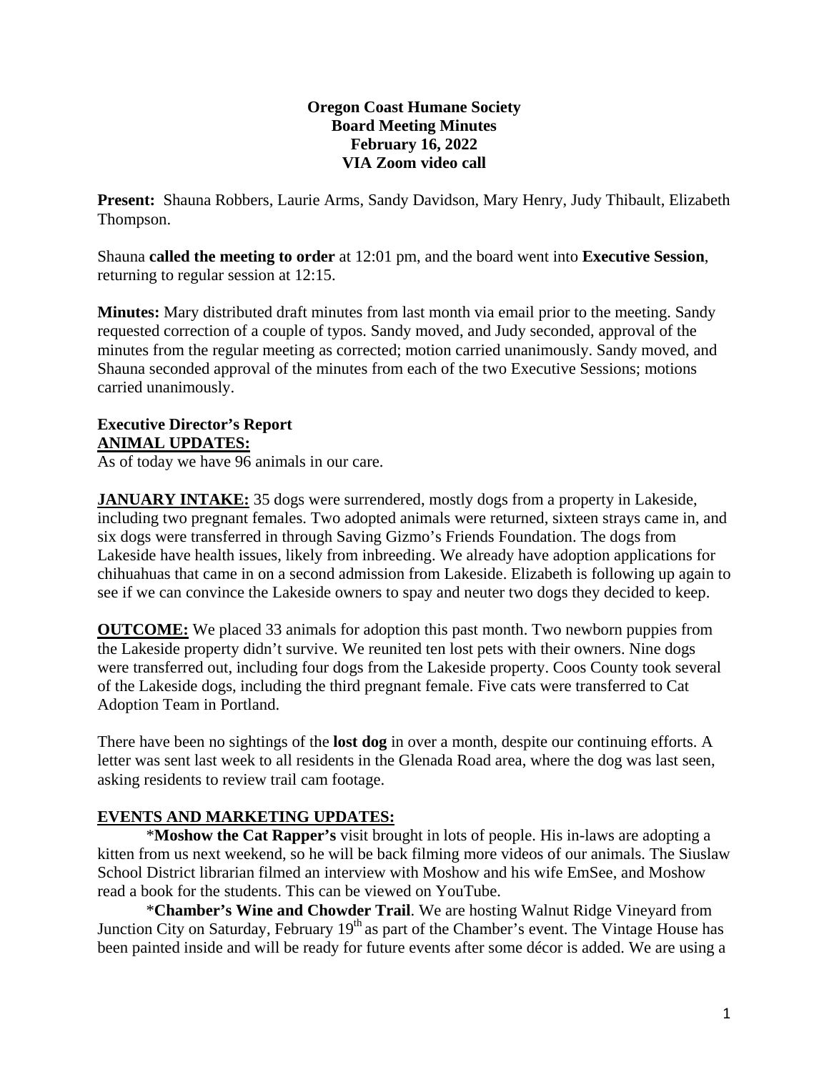**Oregon Coast Humane Society**
**Board Meeting Minutes**
**February 16, 2022**
**VIA Zoom video call**

**Present:** Shauna Robbers, Laurie Arms, Sandy Davidson, Mary Henry, Judy Thibault, Elizabeth Thompson.

Shauna **called the meeting to order** at 12:01 pm, and the board went into **Executive Session**, returning to regular session at 12:15.

**Minutes:** Mary distributed draft minutes from last month via email prior to the meeting. Sandy requested correction of a couple of typos. Sandy moved, and Judy seconded, approval of the minutes from the regular meeting as corrected; motion carried unanimously. Sandy moved, and Shauna seconded approval of the minutes from each of the two Executive Sessions; motions carried unanimously.

**Executive Director's Report**

**ANIMAL UPDATES:**

As of today we have 96 animals in our care.

**JANUARY INTAKE:** 35 dogs were surrendered, mostly dogs from a property in Lakeside, including two pregnant females. Two adopted animals were returned, sixteen strays came in, and six dogs were transferred in through Saving Gizmo's Friends Foundation. The dogs from Lakeside have health issues, likely from inbreeding. We already have adoption applications for chihuahuas that came in on a second admission from Lakeside. Elizabeth is following up again to see if we can convince the Lakeside owners to spay and neuter two dogs they decided to keep.

**OUTCOME:** We placed 33 animals for adoption this past month. Two newborn puppies from the Lakeside property didn't survive. We reunited ten lost pets with their owners. Nine dogs were transferred out, including four dogs from the Lakeside property. Coos County took several of the Lakeside dogs, including the third pregnant female. Five cats were transferred to Cat Adoption Team in Portland.

There have been no sightings of the **lost dog** in over a month, despite our continuing efforts. A letter was sent last week to all residents in the Glenada Road area, where the dog was last seen, asking residents to review trail cam footage.

**EVENTS AND MARKETING UPDATES:**

*__Moshow the Cat Rapper's__ visit brought in lots of people. His in-laws are adopting a kitten from us next weekend, so he will be back filming more videos of our animals. The Siuslaw School District librarian filmed an interview with Moshow and his wife EmSee, and Moshow read a book for the students. This can be viewed on YouTube.

*__Chamber's Wine and Chowder Trail__. We are hosting Walnut Ridge Vineyard from Junction City on Saturday, February 19th as part of the Chamber's event. The Vintage House has been painted inside and will be ready for future events after some décor is added. We are using a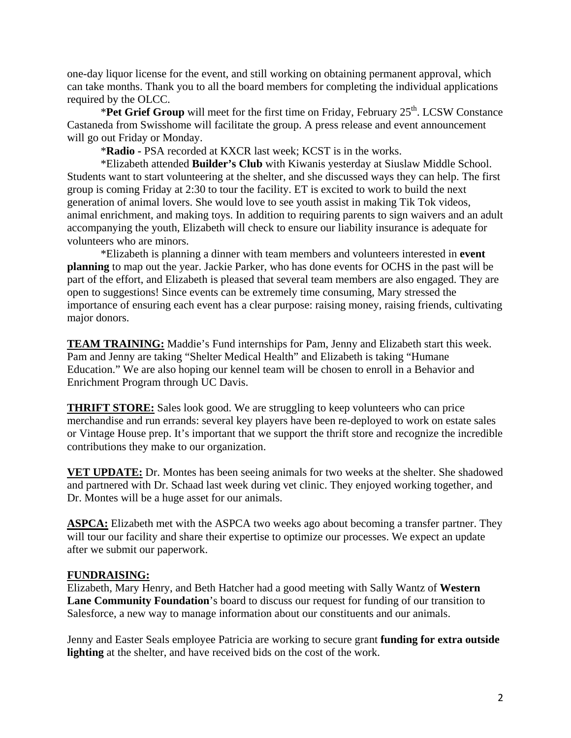one-day liquor license for the event, and still working on obtaining permanent approval, which can take months. Thank you to all the board members for completing the individual applications required by the OLCC.

*​**Pet Grief Group** will meet for the first time on Friday, February 25th. LCSW Constance Castaneda from Swisshome will facilitate the group. A press release and event announcement will go out Friday or Monday.

*​**Radio -** PSA recorded at KXCR last week; KCST is in the works.

*Elizabeth attended **Builder's Club** with Kiwanis yesterday at Siuslaw Middle School. Students want to start volunteering at the shelter, and she discussed ways they can help. The first group is coming Friday at 2:30 to tour the facility. ET is excited to work to build the next generation of animal lovers. She would love to see youth assist in making Tik Tok videos, animal enrichment, and making toys. In addition to requiring parents to sign waivers and an adult accompanying the youth, Elizabeth will check to ensure our liability insurance is adequate for volunteers who are minors.

*Elizabeth is planning a dinner with team members and volunteers interested in **event planning** to map out the year. Jackie Parker, who has done events for OCHS in the past will be part of the effort, and Elizabeth is pleased that several team members are also engaged. They are open to suggestions! Since events can be extremely time consuming, Mary stressed the importance of ensuring each event has a clear purpose: raising money, raising friends, cultivating major donors.

**TEAM TRAINING:** Maddie's Fund internships for Pam, Jenny and Elizabeth start this week. Pam and Jenny are taking "Shelter Medical Health" and Elizabeth is taking "Humane Education." We are also hoping our kennel team will be chosen to enroll in a Behavior and Enrichment Program through UC Davis.

**THRIFT STORE:** Sales look good. We are struggling to keep volunteers who can price merchandise and run errands: several key players have been re-deployed to work on estate sales or Vintage House prep. It's important that we support the thrift store and recognize the incredible contributions they make to our organization.

**VET UPDATE:** Dr. Montes has been seeing animals for two weeks at the shelter. She shadowed and partnered with Dr. Schaad last week during vet clinic. They enjoyed working together, and Dr. Montes will be a huge asset for our animals.

**ASPCA:** Elizabeth met with the ASPCA two weeks ago about becoming a transfer partner. They will tour our facility and share their expertise to optimize our processes. We expect an update after we submit our paperwork.

**FUNDRAISING:**

Elizabeth, Mary Henry, and Beth Hatcher had a good meeting with Sally Wantz of **Western Lane Community Foundation**'s board to discuss our request for funding of our transition to Salesforce, a new way to manage information about our constituents and our animals.

Jenny and Easter Seals employee Patricia are working to secure grant **funding for extra outside lighting** at the shelter, and have received bids on the cost of the work.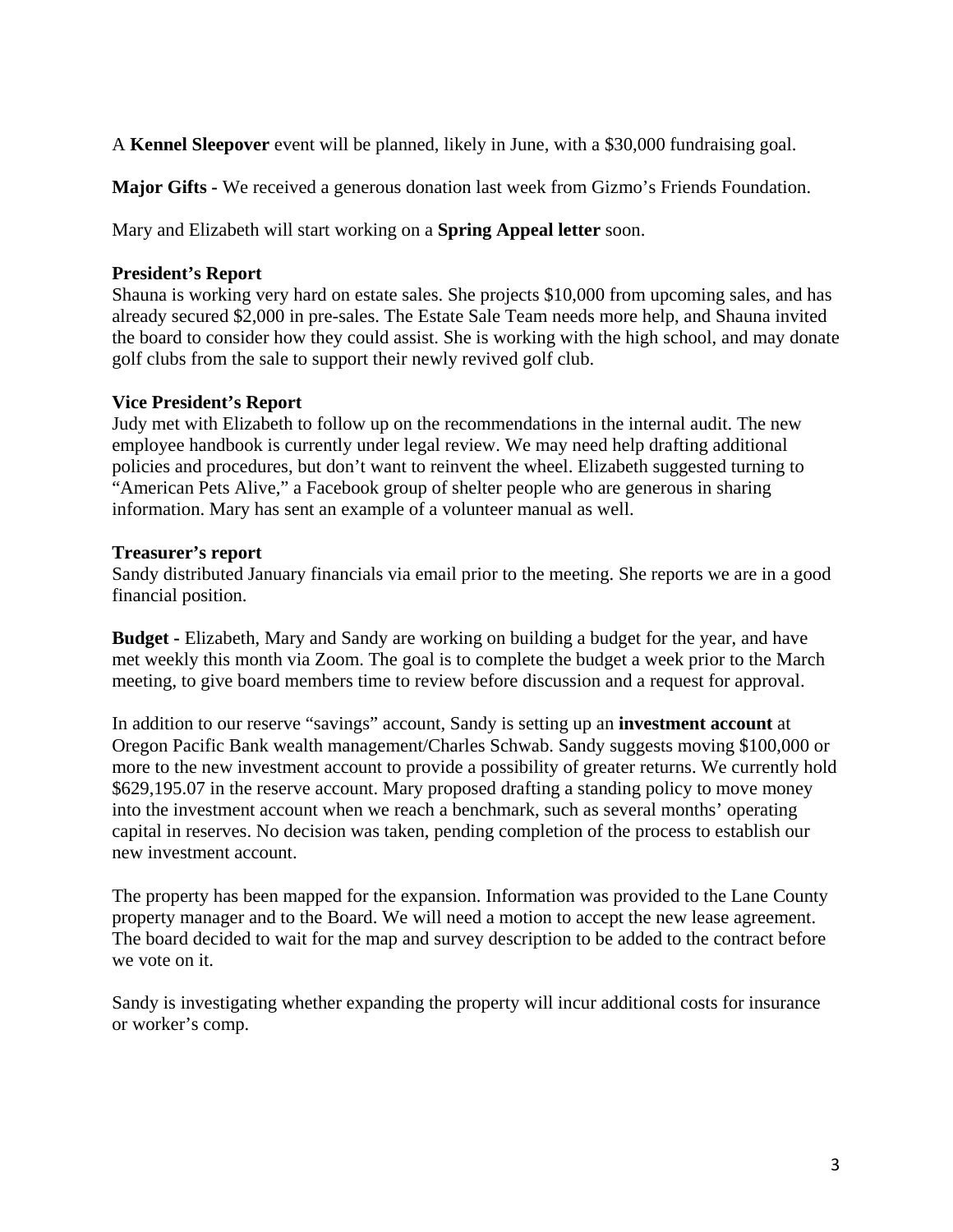A **Kennel Sleepover** event will be planned, likely in June, with a $30,000 fundraising goal.

**Major Gifts -** We received a generous donation last week from Gizmo's Friends Foundation.

Mary and Elizabeth will start working on a **Spring Appeal letter** soon.

**President's Report**
Shauna is working very hard on estate sales. She projects $10,000 from upcoming sales, and has already secured $2,000 in pre-sales. The Estate Sale Team needs more help, and Shauna invited the board to consider how they could assist. She is working with the high school, and may donate golf clubs from the sale to support their newly revived golf club.

**Vice President's Report**
Judy met with Elizabeth to follow up on the recommendations in the internal audit. The new employee handbook is currently under legal review. We may need help drafting additional policies and procedures, but don't want to reinvent the wheel. Elizabeth suggested turning to "American Pets Alive," a Facebook group of shelter people who are generous in sharing information. Mary has sent an example of a volunteer manual as well.

**Treasurer's report**
Sandy distributed January financials via email prior to the meeting. She reports we are in a good financial position.

**Budget -** Elizabeth, Mary and Sandy are working on building a budget for the year, and have met weekly this month via Zoom. The goal is to complete the budget a week prior to the March meeting, to give board members time to review before discussion and a request for approval.

In addition to our reserve "savings" account, Sandy is setting up an **investment account** at Oregon Pacific Bank wealth management/Charles Schwab. Sandy suggests moving $100,000 or more to the new investment account to provide a possibility of greater returns. We currently hold $629,195.07 in the reserve account. Mary proposed drafting a standing policy to move money into the investment account when we reach a benchmark, such as several months' operating capital in reserves. No decision was taken, pending completion of the process to establish our new investment account.

The property has been mapped for the expansion. Information was provided to the Lane County property manager and to the Board. We will need a motion to accept the new lease agreement. The board decided to wait for the map and survey description to be added to the contract before we vote on it.

Sandy is investigating whether expanding the property will incur additional costs for insurance or worker's comp.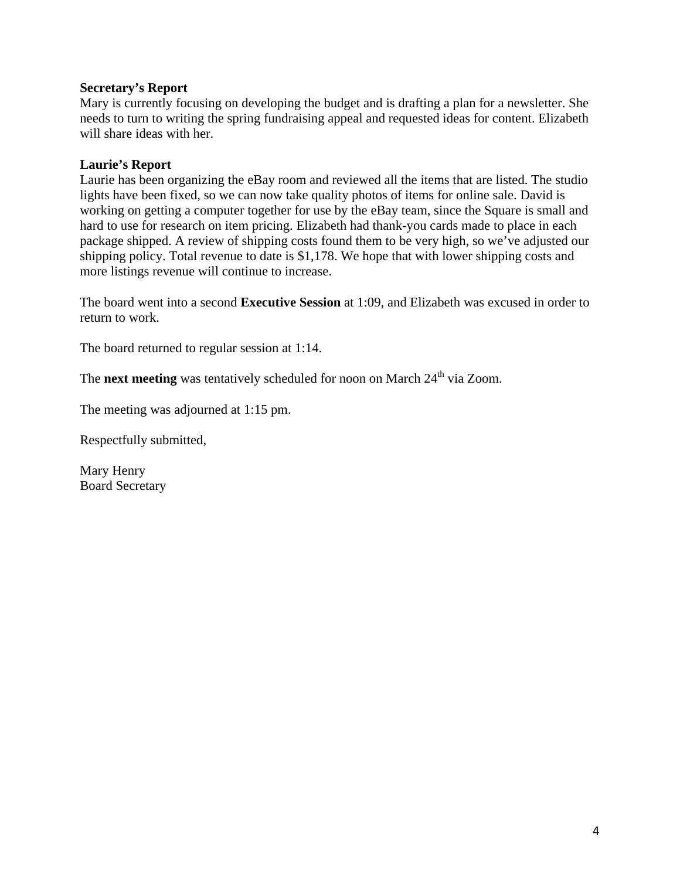**Secretary's Report**
Mary is currently focusing on developing the budget and is drafting a plan for a newsletter. She needs to turn to writing the spring fundraising appeal and requested ideas for content. Elizabeth will share ideas with her.

**Laurie's Report**
Laurie has been organizing the eBay room and reviewed all the items that are listed. The studio lights have been fixed, so we can now take quality photos of items for online sale. David is working on getting a computer together for use by the eBay team, since the Square is small and hard to use for research on item pricing. Elizabeth had thank-you cards made to place in each package shipped. A review of shipping costs found them to be very high, so we've adjusted our shipping policy. Total revenue to date is $1,178. We hope that with lower shipping costs and more listings revenue will continue to increase.

The board went into a second **Executive Session** at 1:09, and Elizabeth was excused in order to return to work.

The board returned to regular session at 1:14.

The **next meeting** was tentatively scheduled for noon on March 24th via Zoom.

The meeting was adjourned at 1:15 pm.

Respectfully submitted,

Mary Henry
Board Secretary